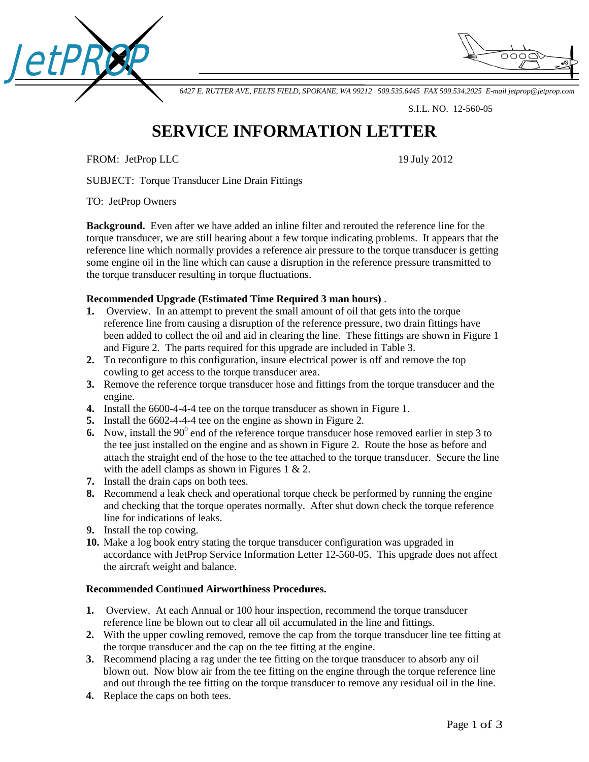JetPROP

*6427 E. RUTTER AVE, FELTS FIELD, SPOKANE, WA 99212 509.535.6445 FAX 509.534.2025 E-mail jetprop@jetprop.com*

S.I.L. NO. 12-560-05

# SERVICE INFORMATION LETTER

FROM: JetProp LLC 19 July 2012

SUBJECT: Torque Transducer Line Drain Fittings

TO: JetProp Owners

**Background.** Even after we have added an inline filter and rerouted the reference line for the torque transducer, we are still hearing about a few torque indicating problems. It appears that the reference line which normally provides a reference air pressure to the torque transducer is getting some engine oil in the line which can cause a disruption in the reference pressure transmitted to the torque transducer resulting in torque fluctuations.

**Recommended Upgrade (Estimated Time Required 3 man hours)** .

1. Overview. In an attempt to prevent the small amount of oil that gets into the torque reference line from causing a disruption of the reference pressure, two drain fittings have been added to collect the oil and aid in clearing the line. These fittings are shown in Figure 1 and Figure 2. The parts required for this upgrade are included in Table 3.
2. To reconfigure to this configuration, insure electrical power is off and remove the top cowling to get access to the torque transducer area.
3. Remove the reference torque transducer hose and fittings from the torque transducer and the engine.
4. Install the 6600-4-4-4 tee on the torque transducer as shown in Figure 1.
5. Install the 6602-4-4-4 tee on the engine as shown in Figure 2.
6. Now, install the $90^0$ end of the reference torque transducer hose removed earlier in step 3 to the tee just installed on the engine and as shown in Figure 2. Route the hose as before and attach the straight end of the hose to the tee attached to the torque transducer. Secure the line with the adell clamps as shown in Figures 1 & 2.
7. Install the drain caps on both tees.
8. Recommend a leak check and operational torque check be performed by running the engine and checking that the torque operates normally. After shut down check the torque reference line for indications of leaks.
9. Install the top cowing.
10. Make a log book entry stating the torque transducer configuration was upgraded in accordance with JetProp Service Information Letter 12-560-05. This upgrade does not affect the aircraft weight and balance.

**Recommended Continued Airworthiness Procedures.**

1. Overview. At each Annual or 100 hour inspection, recommend the torque transducer reference line be blown out to clear all oil accumulated in the line and fittings.
2. With the upper cowling removed, remove the cap from the torque transducer line tee fitting at the torque transducer and the cap on the tee fitting at the engine.
3. Recommend placing a rag under the tee fitting on the torque transducer to absorb any oil blown out. Now blow air from the tee fitting on the engine through the torque reference line and out through the tee fitting on the torque transducer to remove any residual oil in the line.
4. Replace the caps on both tees.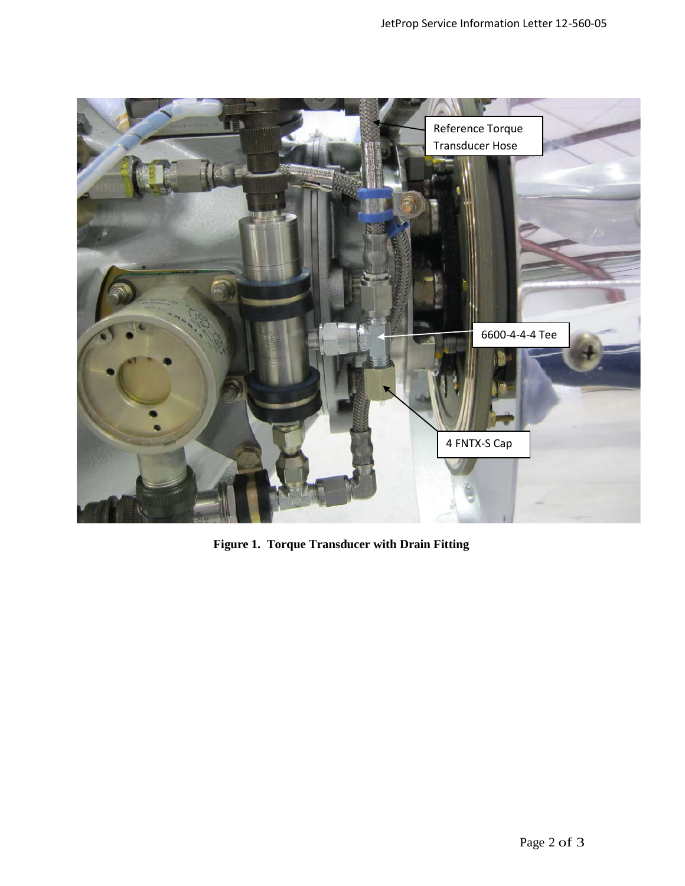Reference Torque Transducer Hose

6600-4-4-4 Tee

4 FNTX-S Cap

**Figure 1. Torque Transducer with Drain Fitting**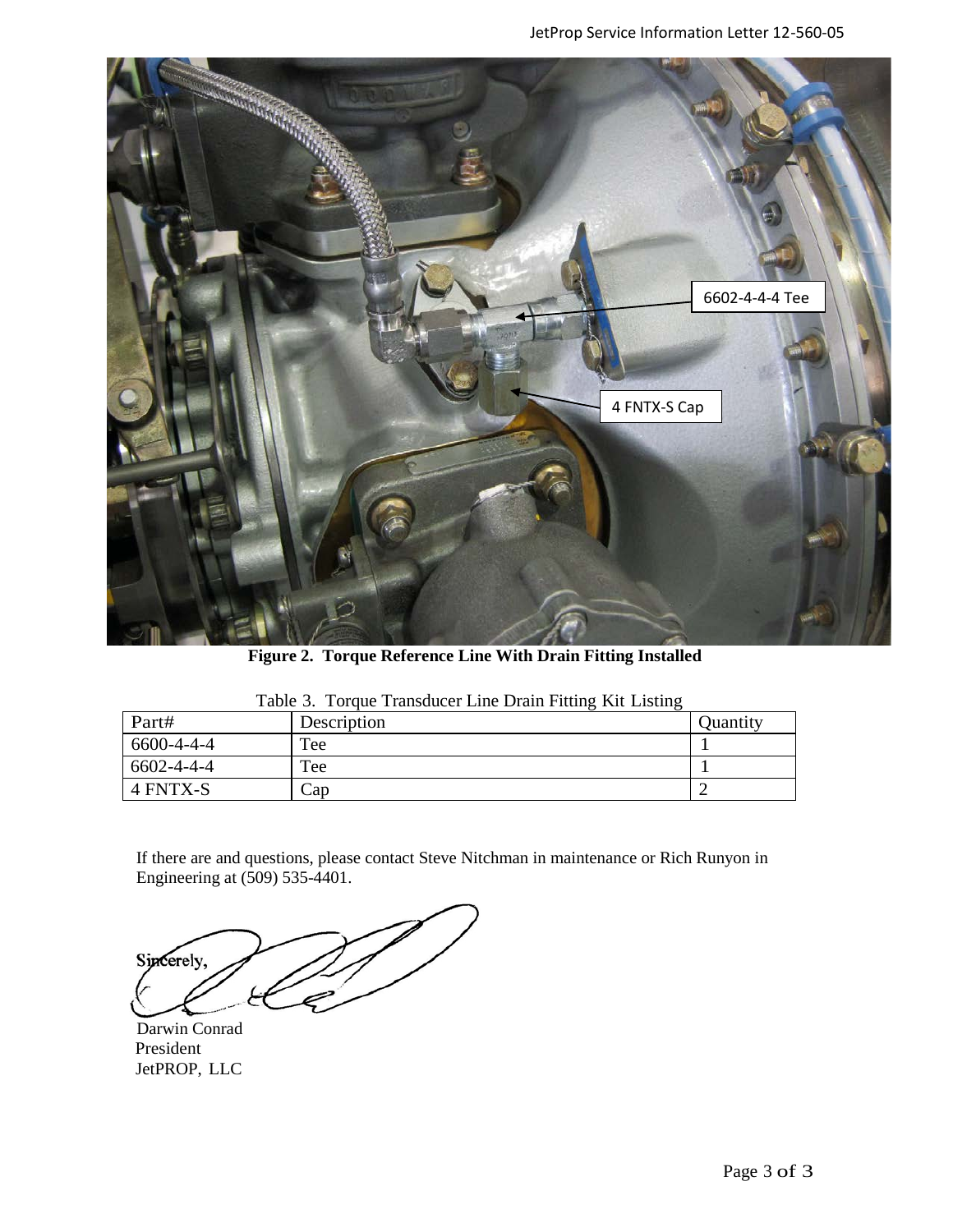6602-4-4-4 Tee

4 FNTX-S Cap

**Figure 2. Torque Reference Line With Drain Fitting Installed**

Table 3. Torque Transducer Line Drain Fitting Kit Listing

| Part# | Description | Quantity |
|---|---|---|
| 6600-4-4-4 | Tee | 1 |
| 6602-4-4-4 | Tee | 1 |
| 4 FNTX-S | Cap | 2 |

If there are and questions, please contact Steve Nitchman in maintenance or Rich Runyon in Engineering at (509) 535-4401.

Sincerely,

Darwin Conrad
President
JetPROP, LLC